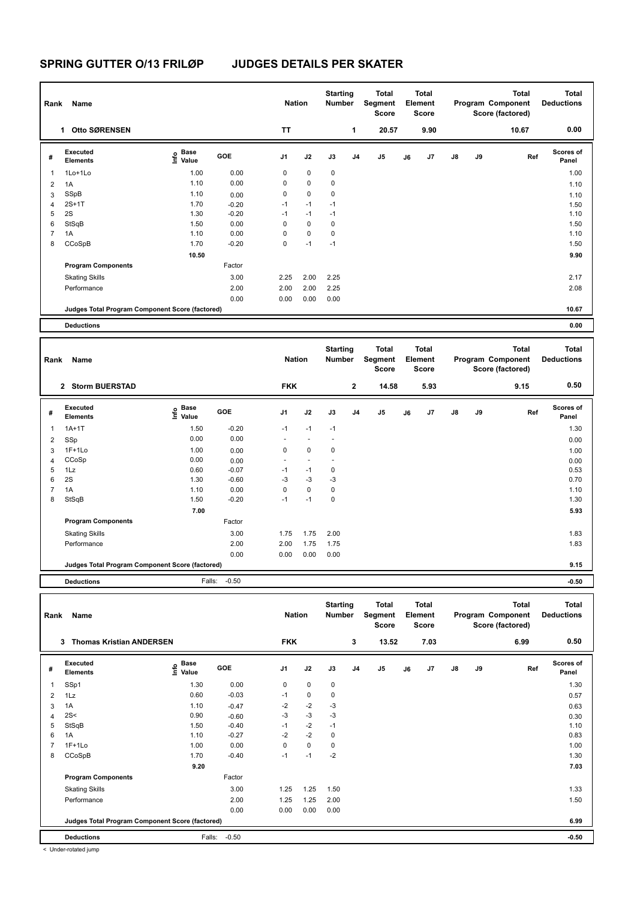# SPRING GUTTER O/13 FRILØP JUDGES DETAILS PER SKATER

| Rank | Name | Nation | Starting Number | Total Segment Score | Total Element Score | Total Program Component Score (factored) | Total Deductions |
|---|---|---|---|---|---|---|---|
| 1 | Otto SØRENSEN | TT | 1 | 20.57 | 9.90 | 10.67 | 0.00 |

| # | Executed Elements | Info | Base Value | GOE | J1 | J2 | J3 | J4 | J5 | J6 | J7 | J8 | J9 | Ref | Scores of Panel |
|---|---|---|---|---|---|---|---|---|---|---|---|---|---|---|---|
| 1 | 1Lo+1Lo | | 1.00 | 0.00 | 0 | 0 | 0 | | | | | | | | 1.00 |
| 2 | 1A | | 1.10 | 0.00 | 0 | 0 | 0 | | | | | | | | 1.10 |
| 3 | SSpB | | 1.10 | 0.00 | 0 | 0 | 0 | | | | | | | | 1.10 |
| 4 | 2S+1T | | 1.70 | -0.20 | -1 | -1 | -1 | | | | | | | | 1.50 |
| 5 | 2S | | 1.30 | -0.20 | -1 | -1 | -1 | | | | | | | | 1.10 |
| 6 | StSqB | | 1.50 | 0.00 | 0 | 0 | 0 | | | | | | | | 1.50 |
| 7 | 1A | | 1.10 | 0.00 | 0 | 0 | 0 | | | | | | | | 1.10 |
| 8 | CCoSpB | | 1.70 | -0.20 | 0 | -1 | -1 | | | | | | | | 1.50 |
| | | | 10.50 | | | | | | | | | | | | 9.90 |
| | **Program Components** | | | Factor | | | | | | | | | | | |
| | Skating Skills | | | 3.00 | 2.25 | 2.00 | 2.25 | | | | | | | | 2.17 |
| | Performance | | | 2.00 | 2.00 | 2.00 | 2.25 | | | | | | | | 2.08 |
| | | | | 0.00 | 0.00 | 0.00 | 0.00 | | | | | | | | |
| | **Judges Total Program Component Score (factored)** | | | | | | | | | | | | | | 10.67 |
| | **Deductions** | | | | | | | | | | | | | | 0.00 |

| Rank | Name | Nation | Starting Number | Total Segment Score | Total Element Score | Total Program Component Score (factored) | Total Deductions |
|---|---|---|---|---|---|---|---|
| 2 | Storm BUERSTAD | FKK | 2 | 14.58 | 5.93 | 9.15 | 0.50 |

| # | Executed Elements | Info | Base Value | GOE | J1 | J2 | J3 | J4 | J5 | J6 | J7 | J8 | J9 | Ref | Scores of Panel |
|---|---|---|---|---|---|---|---|---|---|---|---|---|---|---|---|
| 1 | 1A+1T | | 1.50 | -0.20 | -1 | -1 | -1 | | | | | | | | 1.30 |
| 2 | SSp | | 0.00 | 0.00 | - | - | - | | | | | | | | 0.00 |
| 3 | 1F+1Lo | | 1.00 | 0.00 | 0 | 0 | 0 | | | | | | | | 1.00 |
| 4 | CCoSp | | 0.00 | 0.00 | - | - | - | | | | | | | | 0.00 |
| 5 | 1Lz | | 0.60 | -0.07 | -1 | -1 | 0 | | | | | | | | 0.53 |
| 6 | 2S | | 1.30 | -0.60 | -3 | -3 | -3 | | | | | | | | 0.70 |
| 7 | 1A | | 1.10 | 0.00 | 0 | 0 | 0 | | | | | | | | 1.10 |
| 8 | StSqB | | 1.50 | -0.20 | -1 | -1 | 0 | | | | | | | | 1.30 |
| | | | 7.00 | | | | | | | | | | | | 5.93 |
| | **Program Components** | | | Factor | | | | | | | | | | | |
| | Skating Skills | | | 3.00 | 1.75 | 1.75 | 2.00 | | | | | | | | 1.83 |
| | Performance | | | 2.00 | 2.00 | 1.75 | 1.75 | | | | | | | | 1.83 |
| | | | | 0.00 | 0.00 | 0.00 | 0.00 | | | | | | | | |
| | **Judges Total Program Component Score (factored)** | | | | | | | | | | | | | | 9.15 |
| | **Deductions** | | Falls: | -0.50 | | | | | | | | | | | -0.50 |

| Rank | Name | Nation | Starting Number | Total Segment Score | Total Element Score | Total Program Component Score (factored) | Total Deductions |
|---|---|---|---|---|---|---|---|
| 3 | Thomas Kristian ANDERSEN | FKK | 3 | 13.52 | 7.03 | 6.99 | 0.50 |

| # | Executed Elements | Info | Base Value | GOE | J1 | J2 | J3 | J4 | J5 | J6 | J7 | J8 | J9 | Ref | Scores of Panel |
|---|---|---|---|---|---|---|---|---|---|---|---|---|---|---|---|
| 1 | SSp1 | | 1.30 | 0.00 | 0 | 0 | 0 | | | | | | | | 1.30 |
| 2 | 1Lz | | 0.60 | -0.03 | -1 | 0 | 0 | | | | | | | | 0.57 |
| 3 | 1A | | 1.10 | -0.47 | -2 | -2 | -3 | | | | | | | | 0.63 |
| 4 | 2S< | < | 0.90 | -0.60 | -3 | -3 | -3 | | | | | | | | 0.30 |
| 5 | StSqB | | 1.50 | -0.40 | -1 | -2 | -1 | | | | | | | | 1.10 |
| 6 | 1A | | 1.10 | -0.27 | -2 | -2 | 0 | | | | | | | | 0.83 |
| 7 | 1F+1Lo | | 1.00 | 0.00 | 0 | 0 | 0 | | | | | | | | 1.00 |
| 8 | CCoSpB | | 1.70 | -0.40 | -1 | -1 | -2 | | | | | | | | 1.30 |
| | | | 9.20 | | | | | | | | | | | | 7.03 |
| | **Program Components** | | | Factor | | | | | | | | | | | |
| | Skating Skills | | | 3.00 | 1.25 | 1.25 | 1.50 | | | | | | | | 1.33 |
| | Performance | | | 2.00 | 1.25 | 1.25 | 2.00 | | | | | | | | 1.50 |
| | | | | 0.00 | 0.00 | 0.00 | 0.00 | | | | | | | | |
| | **Judges Total Program Component Score (factored)** | | | | | | | | | | | | | | 6.99 |
| | **Deductions** | | Falls: | -0.50 | | | | | | | | | | | -0.50 |

< Under-rotated jump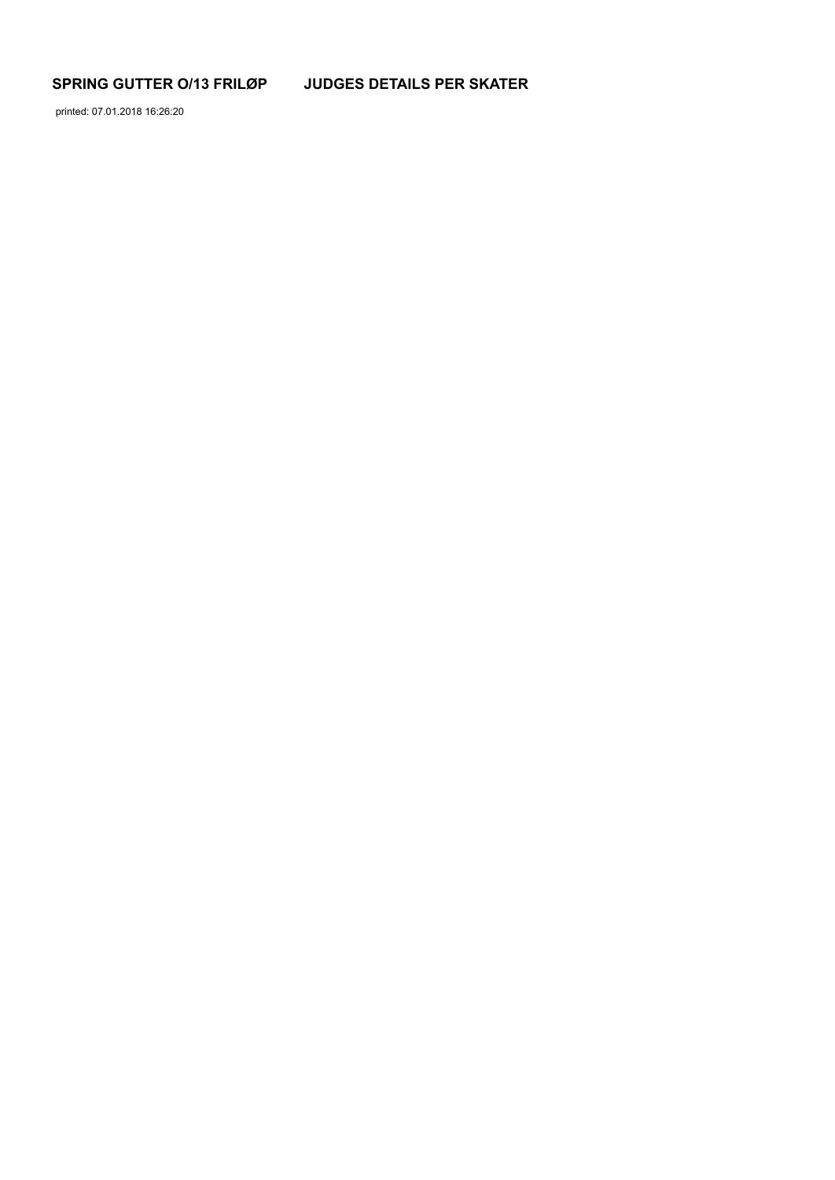**SPRING GUTTER O/13 FRILØP JUDGES DETAILS PER SKATER**

printed: 07.01.2018 16:26:20